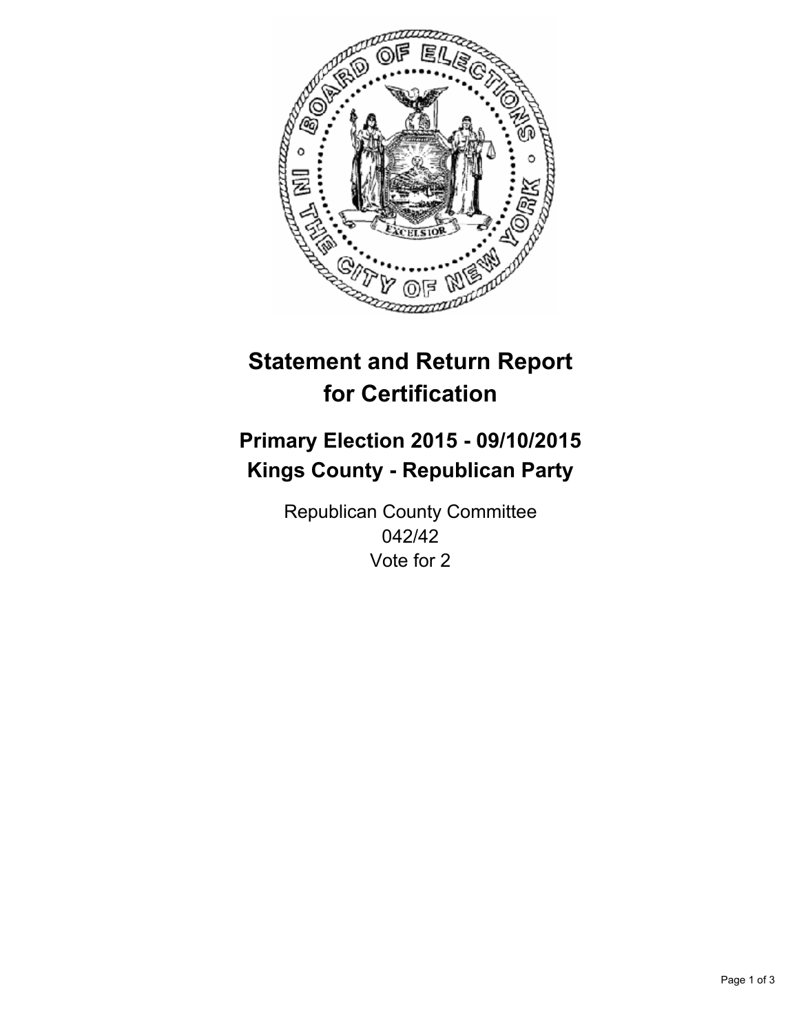# Statement and Return Report for Certification

## Primary Election 2015 - 09/10/2015
## Kings County - Republican Party

Republican County Committee
042/42
Vote for 2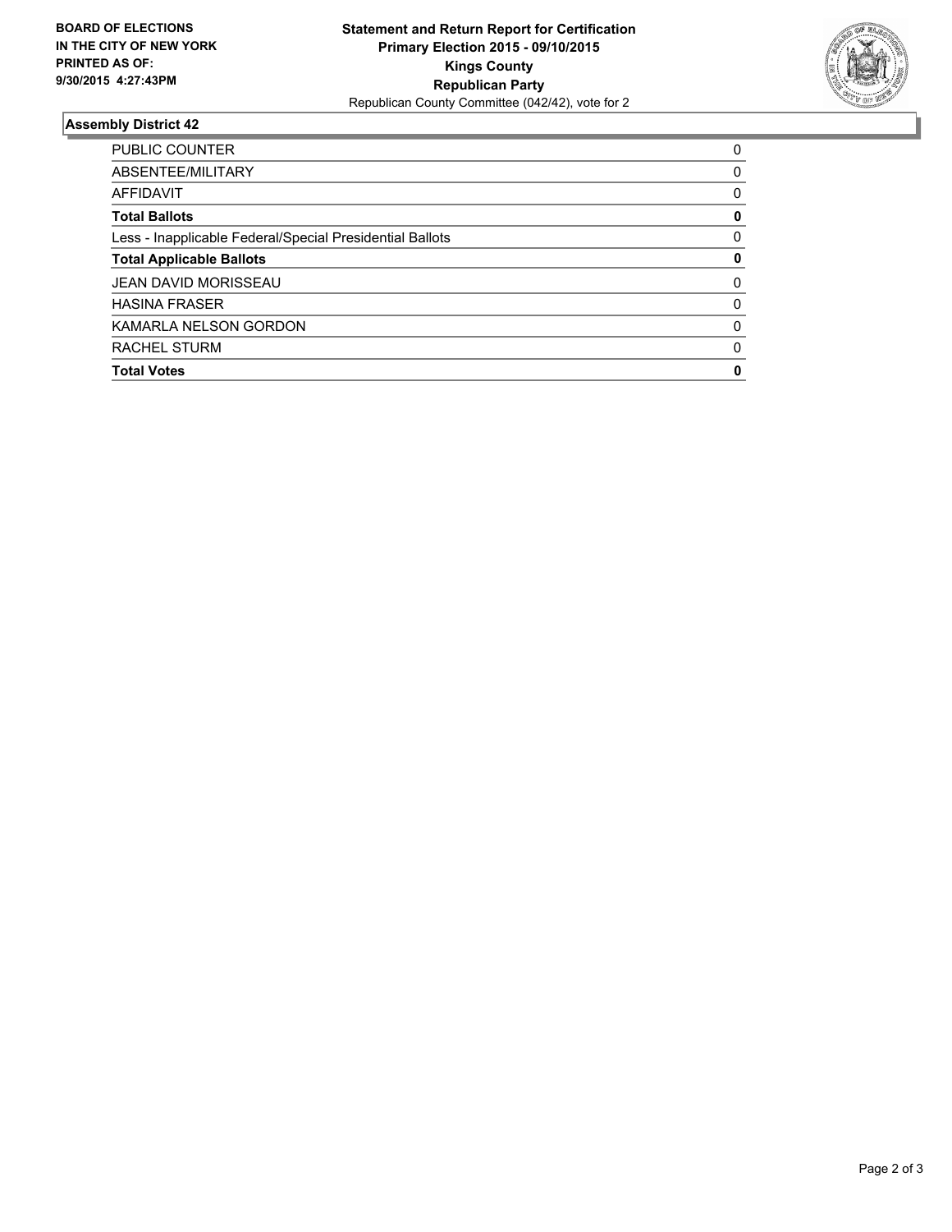**BOARD OF ELECTIONS IN THE CITY OF NEW YORK PRINTED AS OF: 9/30/2015 4:27:43PM**

**Statement and Return Report for Certification**
**Primary Election 2015 - 09/10/2015**
**Kings County**
**Republican Party**
Republican County Committee (042/42), vote for 2

### Assembly District 42

| | |
|---|---|
| PUBLIC COUNTER | 0 |
| ABSENTEE/MILITARY | 0 |
| AFFIDAVIT | 0 |
| **Total Ballots** | **0** |
| Less - Inapplicable Federal/Special Presidential Ballots | 0 |
| **Total Applicable Ballots** | **0** |
| JEAN DAVID MORISSEAU | 0 |
| HASINA FRASER | 0 |
| KAMARLA NELSON GORDON | 0 |
| RACHEL STURM | 0 |
| **Total Votes** | **0** |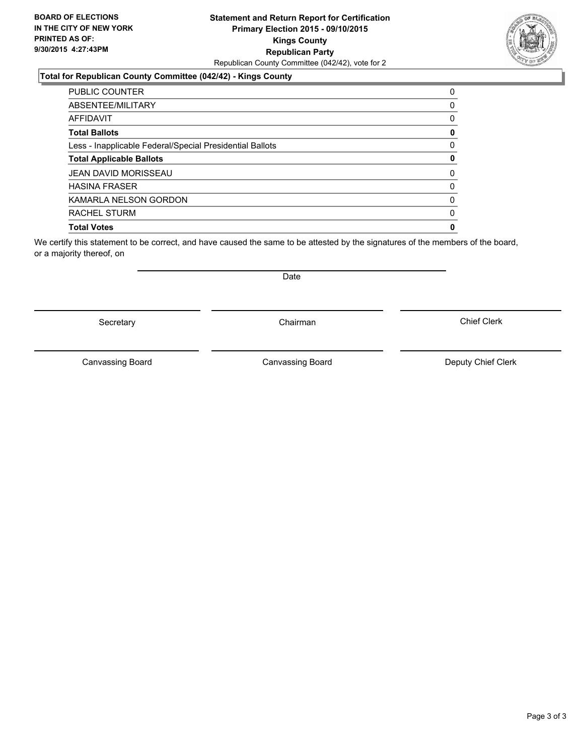**BOARD OF ELECTIONS IN THE CITY OF NEW YORK PRINTED AS OF: 9/30/2015 4:27:43PM**

**Statement and Return Report for Certification**
**Primary Election 2015 - 09/10/2015**
**Kings County**
**Republican Party**
Republican County Committee (042/42), vote for 2

**Total for Republican County Committee (042/42) - Kings County**

| | |
|---|---|
| PUBLIC COUNTER | 0 |
| ABSENTEE/MILITARY | 0 |
| AFFIDAVIT | 0 |
| **Total Ballots** | **0** |
| Less - Inapplicable Federal/Special Presidential Ballots | 0 |
| **Total Applicable Ballots** | **0** |
| JEAN DAVID MORISSEAU | 0 |
| HASINA FRASER | 0 |
| KAMARLA NELSON GORDON | 0 |
| RACHEL STURM | 0 |
| **Total Votes** | **0** |

We certify this statement to be correct, and have caused the same to be attested by the signatures of the members of the board, or a majority thereof, on

Date

Secretary | Chairman | Chief Clerk

Canvassing Board | Canvassing Board | Deputy Chief Clerk